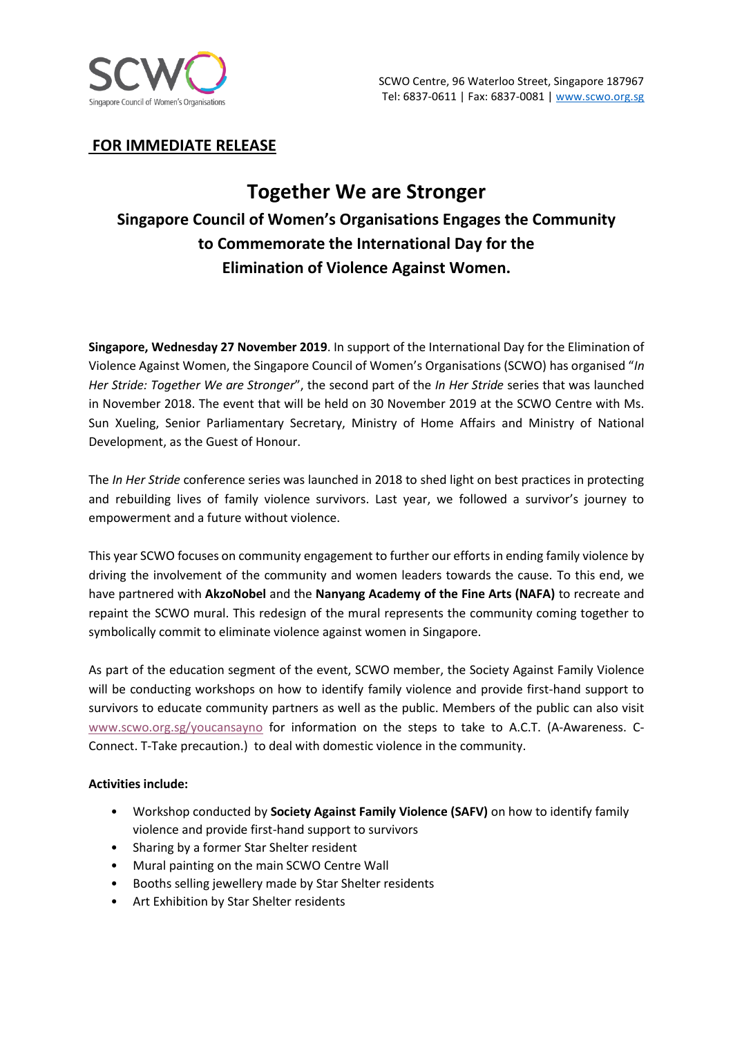SCWO Centre, 96 Waterloo Street, Singapore 187967
Tel: 6837-0611 | Fax: 6837-0081 | www.scwo.org.sg

**FOR IMMEDIATE RELEASE**

# Together We are Stronger

## Singapore Council of Women's Organisations Engages the Community to Commemorate the International Day for the Elimination of Violence Against Women.

**Singapore, Wednesday 27 November 2019**. In support of the International Day for the Elimination of Violence Against Women, the Singapore Council of Women's Organisations (SCWO) has organised "*In Her Stride: Together We are Stronger*", the second part of the *In Her Stride* series that was launched in November 2018. The event that will be held on 30 November 2019 at the SCWO Centre with Ms. Sun Xueling, Senior Parliamentary Secretary, Ministry of Home Affairs and Ministry of National Development, as the Guest of Honour.

The *In Her Stride* conference series was launched in 2018 to shed light on best practices in protecting and rebuilding lives of family violence survivors. Last year, we followed a survivor's journey to empowerment and a future without violence.

This year SCWO focuses on community engagement to further our efforts in ending family violence by driving the involvement of the community and women leaders towards the cause. To this end, we have partnered with **AkzoNobel** and the **Nanyang Academy of the Fine Arts (NAFA)** to recreate and repaint the SCWO mural. This redesign of the mural represents the community coming together to symbolically commit to eliminate violence against women in Singapore.

As part of the education segment of the event, SCWO member, the Society Against Family Violence will be conducting workshops on how to identify family violence and provide first-hand support to survivors to educate community partners as well as the public. Members of the public can also visit www.scwo.org.sg/youcansayno for information on the steps to take to A.C.T. (A-Awareness. C-Connect. T-Take precaution.) to deal with domestic violence in the community.

**Activities include:**

- Workshop conducted by **Society Against Family Violence (SAFV)** on how to identify family violence and provide first-hand support to survivors
- Sharing by a former Star Shelter resident
- Mural painting on the main SCWO Centre Wall
- Booths selling jewellery made by Star Shelter residents
- Art Exhibition by Star Shelter residents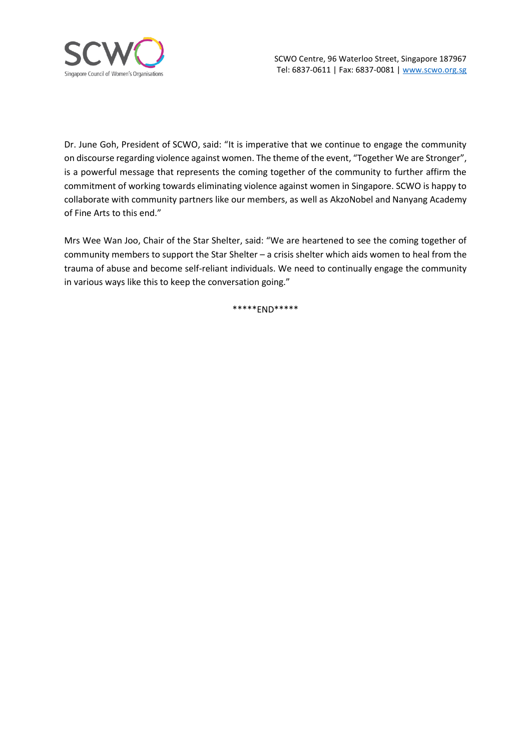Dr. June Goh, President of SCWO, said: “It is imperative that we continue to engage the community on discourse regarding violence against women. The theme of the event, “Together We are Stronger”, is a powerful message that represents the coming together of the community to further affirm the commitment of working towards eliminating violence against women in Singapore. SCWO is happy to collaborate with community partners like our members, as well as AkzoNobel and Nanyang Academy of Fine Arts to this end.”

Mrs Wee Wan Joo, Chair of the Star Shelter, said: “We are heartened to see the coming together of community members to support the Star Shelter – a crisis shelter which aids women to heal from the trauma of abuse and become self-reliant individuals. We need to continually engage the community in various ways like this to keep the conversation going.”

*****END*****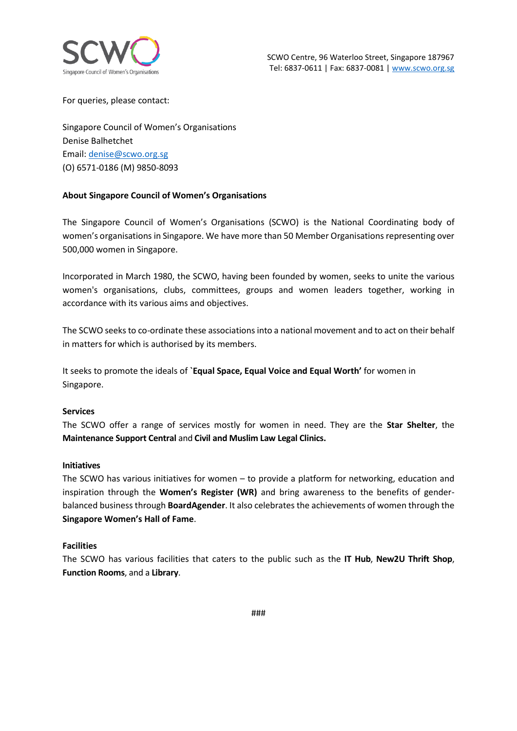SCWO Centre, 96 Waterloo Street, Singapore 187967
Tel: 6837-0611 | Fax: 6837-0081 | www.scwo.org.sg

For queries, please contact:

Singapore Council of Women's Organisations
Denise Balhetchet
Email: denise@scwo.org.sg
(O) 6571-0186 (M) 9850-8093

**About Singapore Council of Women's Organisations**

The Singapore Council of Women's Organisations (SCWO) is the National Coordinating body of women's organisations in Singapore. We have more than 50 Member Organisations representing over 500,000 women in Singapore.

Incorporated in March 1980, the SCWO, having been founded by women, seeks to unite the various women's organisations, clubs, committees, groups and women leaders together, working in accordance with its various aims and objectives.

The SCWO seeks to co-ordinate these associations into a national movement and to act on their behalf in matters for which is authorised by its members.

It seeks to promote the ideals of `**Equal Space, Equal Voice and Equal Worth'** for women in Singapore.

**Services**
The SCWO offer a range of services mostly for women in need. They are the **Star Shelter**, the **Maintenance Support Central** and **Civil and Muslim Law Legal Clinics.**

**Initiatives**
The SCWO has various initiatives for women – to provide a platform for networking, education and inspiration through the **Women's Register (WR)** and bring awareness to the benefits of gender-balanced business through **BoardAgender**. It also celebrates the achievements of women through the **Singapore Women's Hall of Fame**.

**Facilities**
The SCWO has various facilities that caters to the public such as the **IT Hub**, **New2U Thrift Shop**, **Function Rooms**, and a **Library**.

###